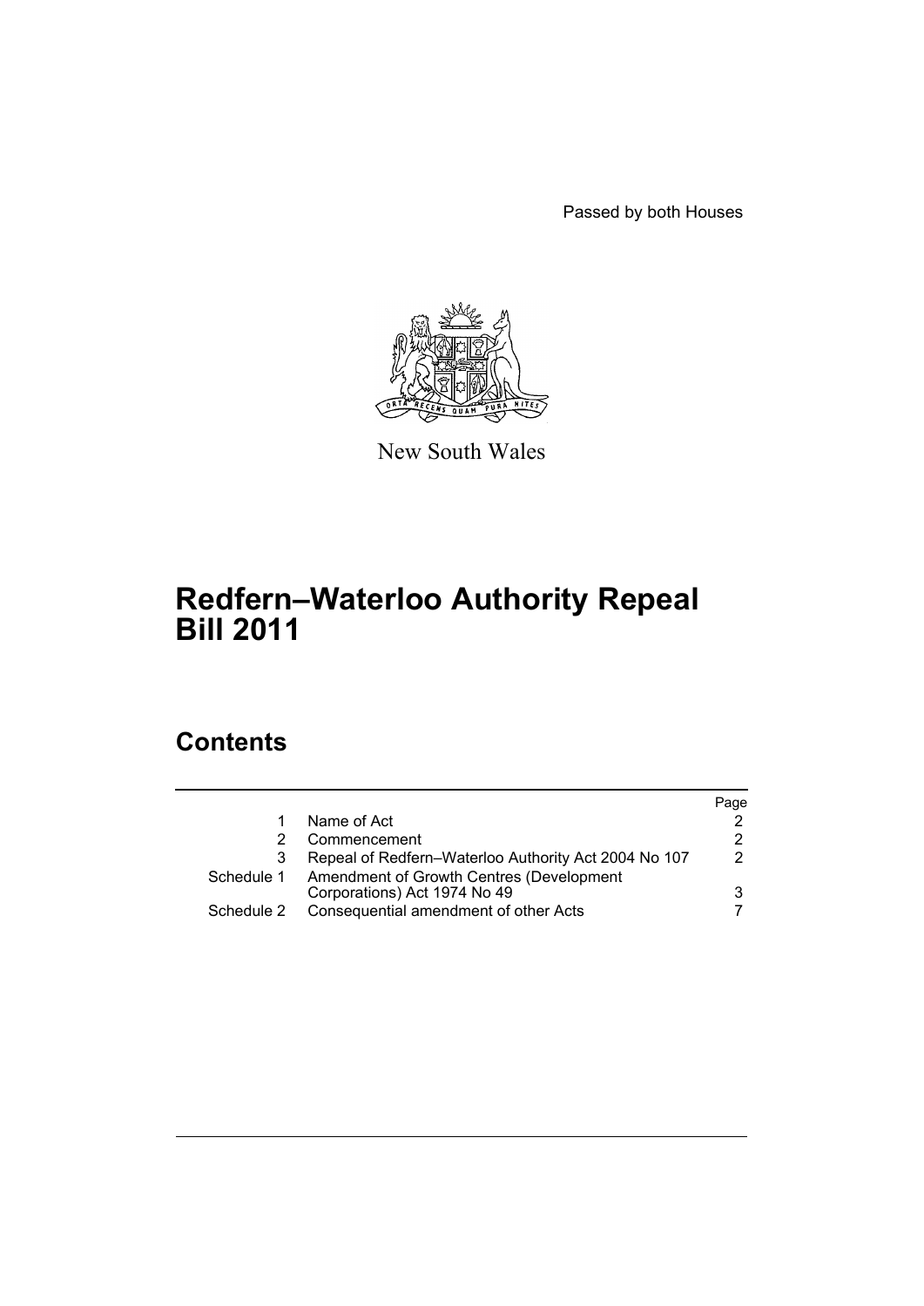Passed by both Houses

New South Wales

# Redfern–Waterloo Authority Repeal Bill 2011

## Contents

| | | Page |
|---|---|---|
| 1 | Name of Act | 2 |
| 2 | Commencement | 2 |
| 3 | Repeal of Redfern–Waterloo Authority Act 2004 No 107 | 2 |
| Schedule 1 | Amendment of Growth Centres (Development Corporations) Act 1974 No 49 | 3 |
| Schedule 2 | Consequential amendment of other Acts | 7 |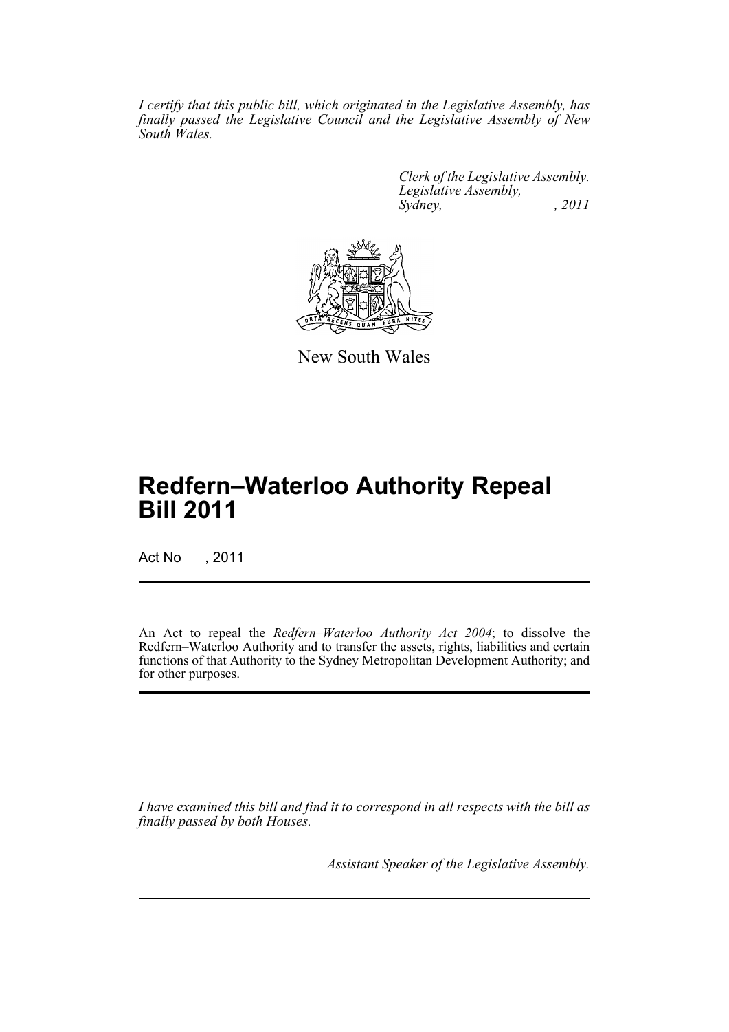*I certify that this public bill, which originated in the Legislative Assembly, has finally passed the Legislative Council and the Legislative Assembly of New South Wales.*

*Clerk of the Legislative Assembly.*
*Legislative Assembly,*
*Sydney, , 2011*

New South Wales

# Redfern–Waterloo Authority Repeal Bill 2011

Act No , 2011

An Act to repeal the *Redfern–Waterloo Authority Act 2004*; to dissolve the Redfern–Waterloo Authority and to transfer the assets, rights, liabilities and certain functions of that Authority to the Sydney Metropolitan Development Authority; and for other purposes.

*I have examined this bill and find it to correspond in all respects with the bill as finally passed by both Houses.*

*Assistant Speaker of the Legislative Assembly.*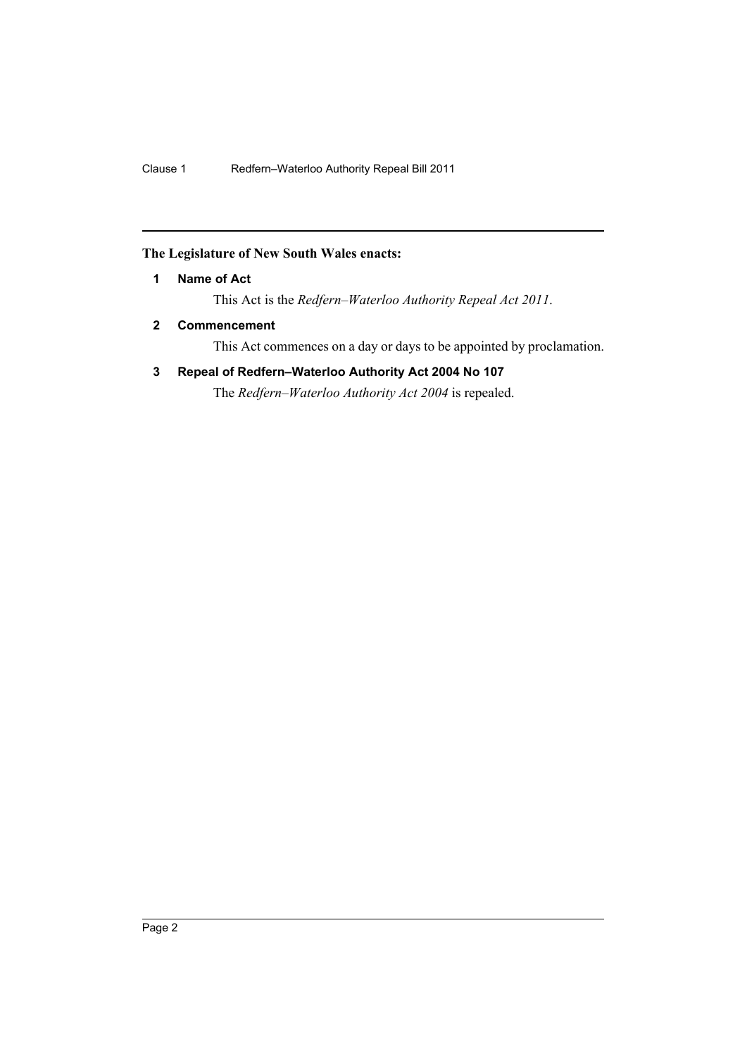**The Legislature of New South Wales enacts:**

### 1 Name of Act

This Act is the *Redfern–Waterloo Authority Repeal Act 2011*.

### 2 Commencement

This Act commences on a day or days to be appointed by proclamation.

### 3 Repeal of Redfern–Waterloo Authority Act 2004 No 107

The *Redfern–Waterloo Authority Act 2004* is repealed.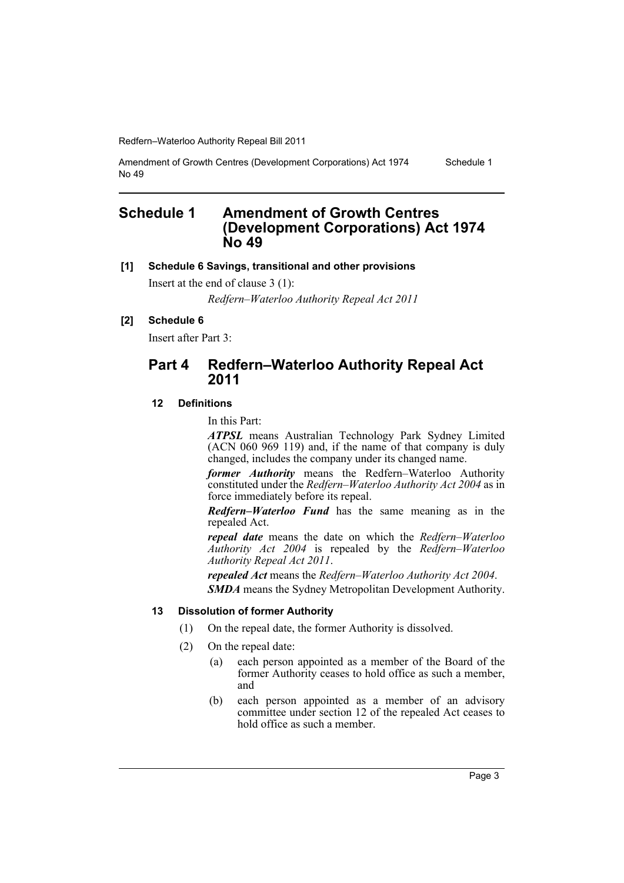# Schedule 1 Amendment of Growth Centres (Development Corporations) Act 1974 No 49

**[1] Schedule 6 Savings, transitional and other provisions**

Insert at the end of clause 3 (1):

*Redfern–Waterloo Authority Repeal Act 2011*

**[2] Schedule 6**

Insert after Part 3:

## Part 4 Redfern–Waterloo Authority Repeal Act 2011

### 12 Definitions

In this Part:

***ATPSL*** means Australian Technology Park Sydney Limited (ACN 060 969 119) and, if the name of that company is duly changed, includes the company under its changed name.

***former Authority*** means the Redfern–Waterloo Authority constituted under the *Redfern–Waterloo Authority Act 2004* as in force immediately before its repeal.

***Redfern–Waterloo Fund*** has the same meaning as in the repealed Act.

***repeal date*** means the date on which the *Redfern–Waterloo Authority Act 2004* is repealed by the *Redfern–Waterloo Authority Repeal Act 2011*.

***repealed Act*** means the *Redfern–Waterloo Authority Act 2004*.

***SMDA*** means the Sydney Metropolitan Development Authority.

### 13 Dissolution of former Authority

(1) On the repeal date, the former Authority is dissolved.

(2) On the repeal date:

(a) each person appointed as a member of the Board of the former Authority ceases to hold office as such a member, and

(b) each person appointed as a member of an advisory committee under section 12 of the repealed Act ceases to hold office as such a member.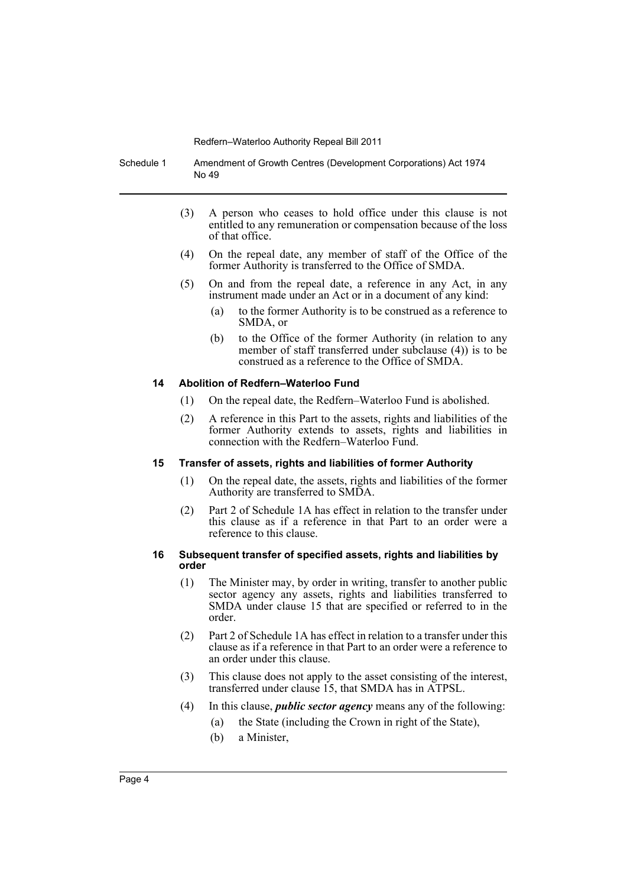(3) A person who ceases to hold office under this clause is not entitled to any remuneration or compensation because of the loss of that office.

(4) On the repeal date, any member of staff of the Office of the former Authority is transferred to the Office of SMDA.

(5) On and from the repeal date, a reference in any Act, in any instrument made under an Act or in a document of any kind:

(a) to the former Authority is to be construed as a reference to SMDA, or

(b) to the Office of the former Authority (in relation to any member of staff transferred under subclause (4)) is to be construed as a reference to the Office of SMDA.

#### 14 Abolition of Redfern–Waterloo Fund

(1) On the repeal date, the Redfern–Waterloo Fund is abolished.

(2) A reference in this Part to the assets, rights and liabilities of the former Authority extends to assets, rights and liabilities in connection with the Redfern–Waterloo Fund.

#### 15 Transfer of assets, rights and liabilities of former Authority

(1) On the repeal date, the assets, rights and liabilities of the former Authority are transferred to SMDA.

(2) Part 2 of Schedule 1A has effect in relation to the transfer under this clause as if a reference in that Part to an order were a reference to this clause.

#### 16 Subsequent transfer of specified assets, rights and liabilities by order

(1) The Minister may, by order in writing, transfer to another public sector agency any assets, rights and liabilities transferred to SMDA under clause 15 that are specified or referred to in the order.

(2) Part 2 of Schedule 1A has effect in relation to a transfer under this clause as if a reference in that Part to an order were a reference to an order under this clause.

(3) This clause does not apply to the asset consisting of the interest, transferred under clause 15, that SMDA has in ATPSL.

(4) In this clause, ***public sector agency*** means any of the following:

(a) the State (including the Crown in right of the State),

(b) a Minister,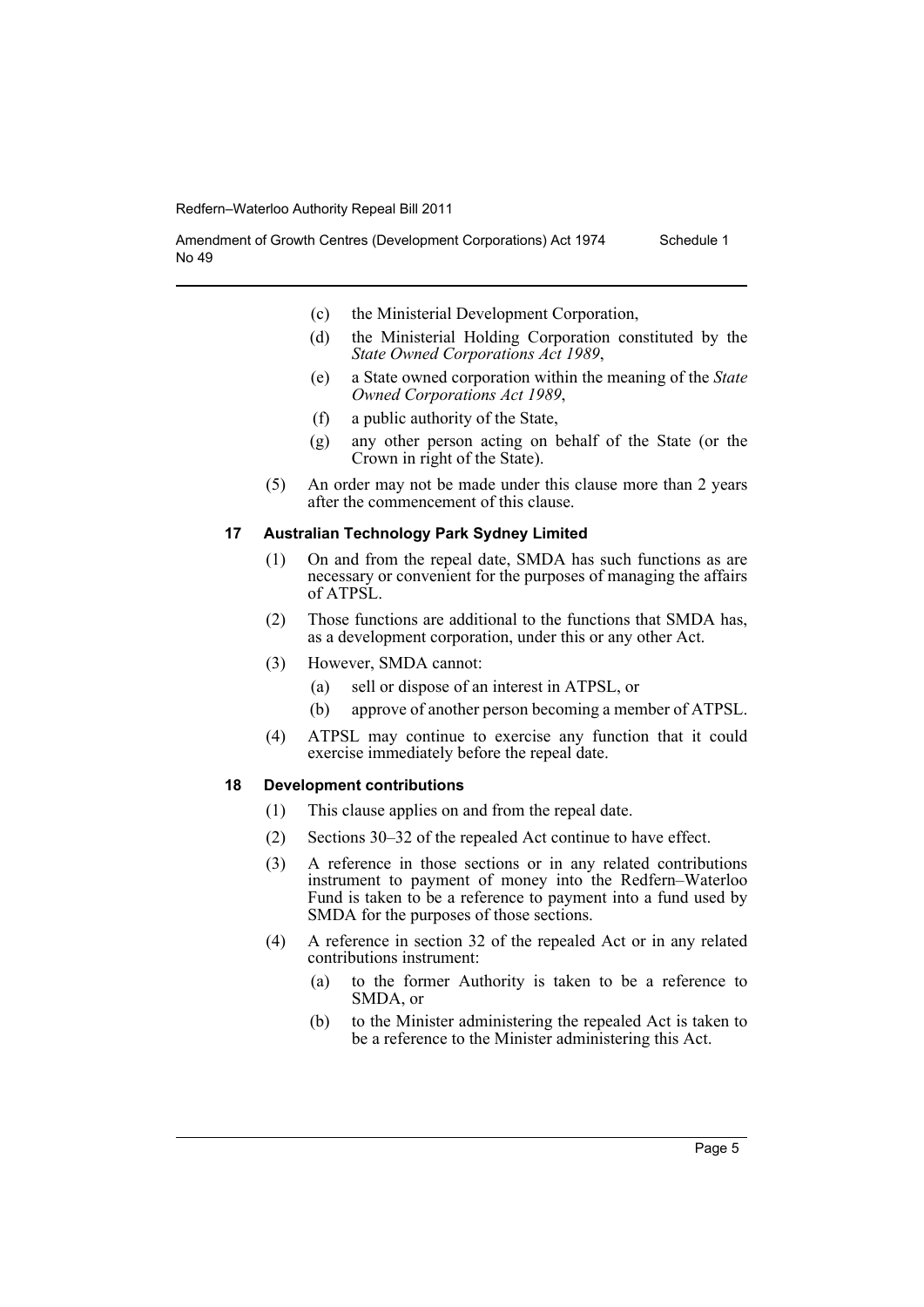- (c) the Ministerial Development Corporation,
- (d) the Ministerial Holding Corporation constituted by the *State Owned Corporations Act 1989*,
- (e) a State owned corporation within the meaning of the *State Owned Corporations Act 1989*,
- (f) a public authority of the State,
- (g) any other person acting on behalf of the State (or the Crown in right of the State).

(5) An order may not be made under this clause more than 2 years after the commencement of this clause.

### 17 Australian Technology Park Sydney Limited

(1) On and from the repeal date, SMDA has such functions as are necessary or convenient for the purposes of managing the affairs of ATPSL.

(2) Those functions are additional to the functions that SMDA has, as a development corporation, under this or any other Act.

(3) However, SMDA cannot:

- (a) sell or dispose of an interest in ATPSL, or
- (b) approve of another person becoming a member of ATPSL.

(4) ATPSL may continue to exercise any function that it could exercise immediately before the repeal date.

### 18 Development contributions

(1) This clause applies on and from the repeal date.

(2) Sections 30–32 of the repealed Act continue to have effect.

(3) A reference in those sections or in any related contributions instrument to payment of money into the Redfern–Waterloo Fund is taken to be a reference to payment into a fund used by SMDA for the purposes of those sections.

(4) A reference in section 32 of the repealed Act or in any related contributions instrument:

- (a) to the former Authority is taken to be a reference to SMDA, or
- (b) to the Minister administering the repealed Act is taken to be a reference to the Minister administering this Act.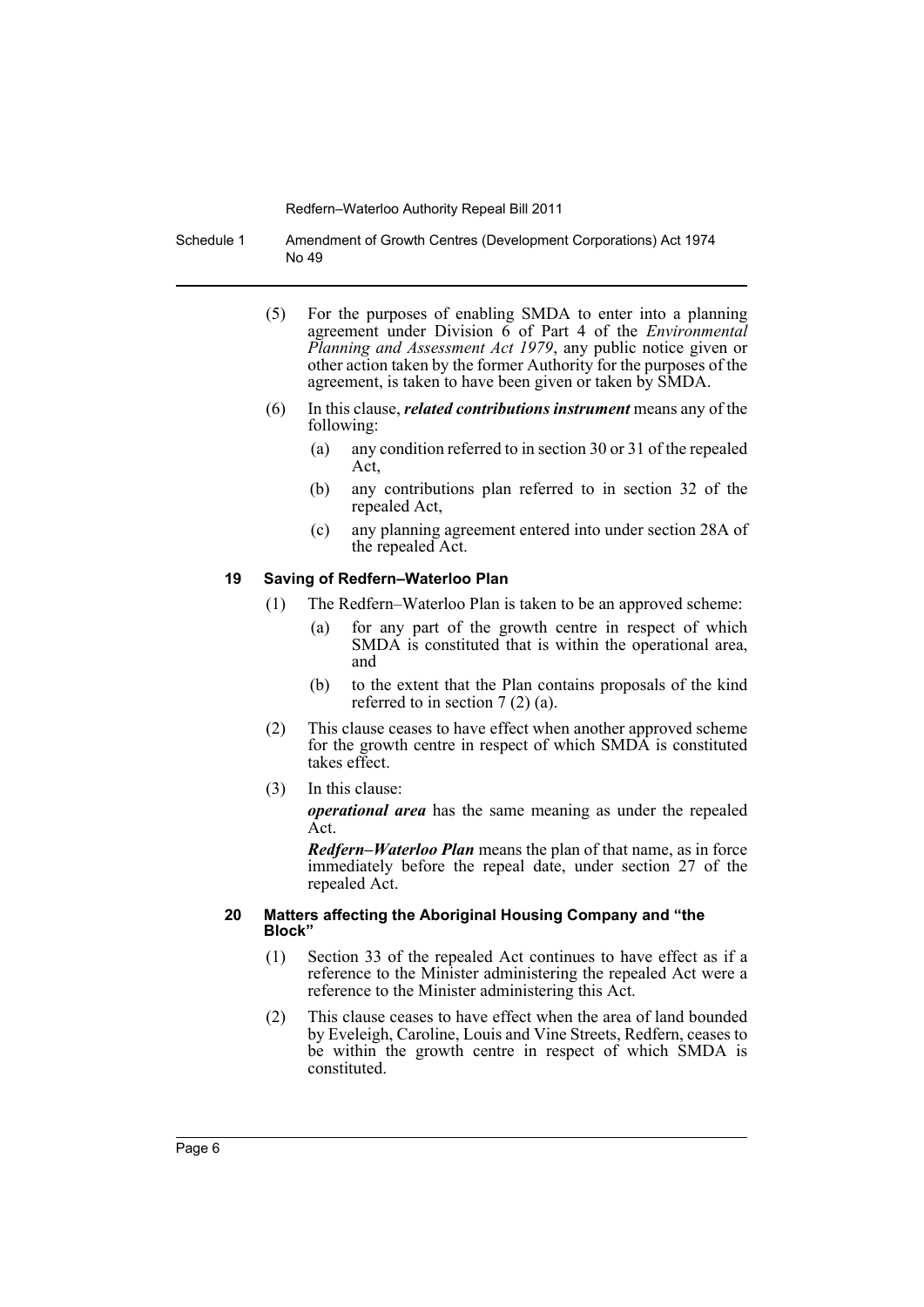(5) For the purposes of enabling SMDA to enter into a planning agreement under Division 6 of Part 4 of the *Environmental Planning and Assessment Act 1979*, any public notice given or other action taken by the former Authority for the purposes of the agreement, is taken to have been given or taken by SMDA.

(6) In this clause, ***related contributions instrument*** means any of the following:

- (a) any condition referred to in section 30 or 31 of the repealed Act,
- (b) any contributions plan referred to in section 32 of the repealed Act,
- (c) any planning agreement entered into under section 28A of the repealed Act.

### 19 Saving of Redfern–Waterloo Plan

(1) The Redfern–Waterloo Plan is taken to be an approved scheme:

- (a) for any part of the growth centre in respect of which SMDA is constituted that is within the operational area, and
- (b) to the extent that the Plan contains proposals of the kind referred to in section 7 (2) (a).

(2) This clause ceases to have effect when another approved scheme for the growth centre in respect of which SMDA is constituted takes effect.

(3) In this clause:

***operational area*** has the same meaning as under the repealed Act.

***Redfern–Waterloo Plan*** means the plan of that name, as in force immediately before the repeal date, under section 27 of the repealed Act.

### 20 Matters affecting the Aboriginal Housing Company and "the Block"

(1) Section 33 of the repealed Act continues to have effect as if a reference to the Minister administering the repealed Act were a reference to the Minister administering this Act.

(2) This clause ceases to have effect when the area of land bounded by Eveleigh, Caroline, Louis and Vine Streets, Redfern, ceases to be within the growth centre in respect of which SMDA is constituted.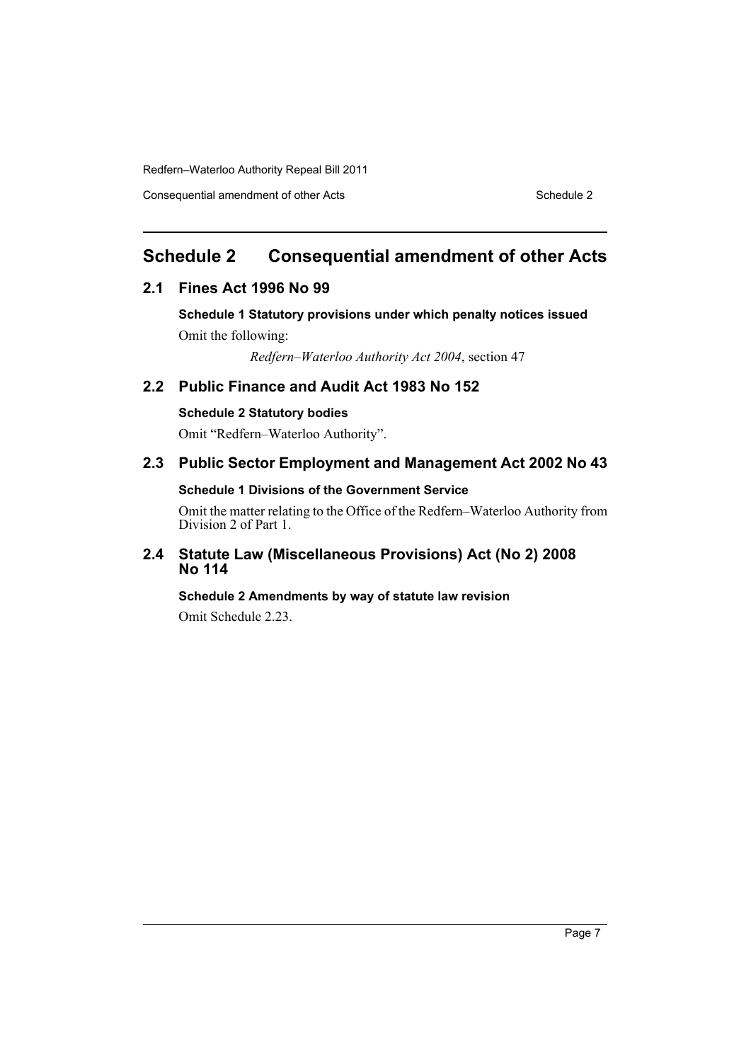# Schedule 2 Consequential amendment of other Acts

## 2.1 Fines Act 1996 No 99

### Schedule 1 Statutory provisions under which penalty notices issued

Omit the following:

*Redfern–Waterloo Authority Act 2004*, section 47

## 2.2 Public Finance and Audit Act 1983 No 152

### Schedule 2 Statutory bodies

Omit "Redfern–Waterloo Authority".

## 2.3 Public Sector Employment and Management Act 2002 No 43

### Schedule 1 Divisions of the Government Service

Omit the matter relating to the Office of the Redfern–Waterloo Authority from Division 2 of Part 1.

## 2.4 Statute Law (Miscellaneous Provisions) Act (No 2) 2008 No 114

### Schedule 2 Amendments by way of statute law revision

Omit Schedule 2.23.